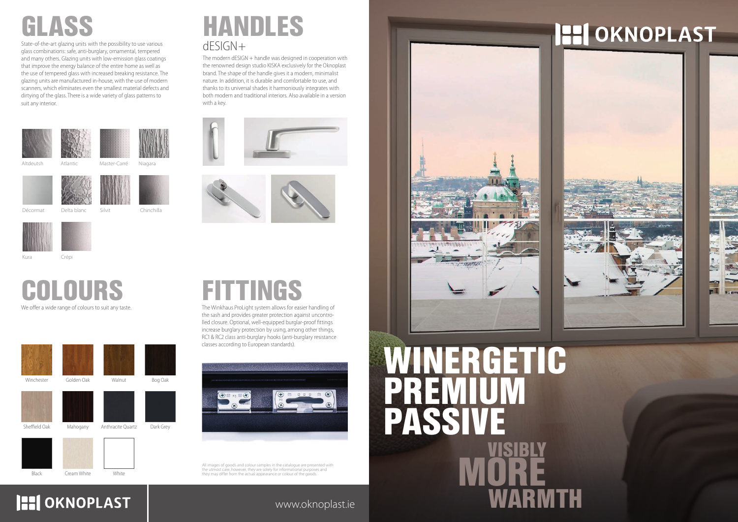# GLASS

State-of-the-art glazing units with the possibility to use various glass combinations: safe, anti-burglary, ornamental, tempered and many others. Glazing units with low-emission glass coatings that improve the energy balance of the entire home as well as the use of tempered glass with increased breaking resistance. The glazing units are manufactured in-house, with the use of modern scanners, which eliminates even the smallest material defects and dirtying of the glass. There is a wide variety of glass patterns to suit any interior.

Altdeutsh
Atlantic
Master-Carré
Niagara
Décormat
Delta blanc
Silvit
Chinchilla
Kura
Crépi

# COLOURS

We offer a wide range of colours to suit any taste.

Winchester
Golden Oak
Walnut
Bog Oak
Sheffield Oak
Mahogany
Anthracite Quartz
Dark Grey
Black
Cream White
White

# HANDLES

dESIGN+

The modern dESIGN + handle was designed in cooperation with the renowned design studio KISKA exclusively for the Oknoplast brand. The shape of the handle gives it a modern, minimalist nature. In addition, it is durable and comfortable to use, and thanks to its universal shades it harmoniously integrates with both modern and traditional interiors. Also available in a version with a key.

# FITTINGS

The Winkhaus ProLight system allows for easier handling of the sash and provides greater protection against uncontrolled closure. Optional, well-equipped burglar-proof fittings increase burglary protection by using, among other things, RC1 & RC2 class anti-burglary hooks (anti-burglary resistance classes according to European standards).

All images of goods and colour samples in the catalogue are presented with the utmost care, however, they are solely for informational purposes and they may differ from the actual appearance or colour of the goods.

OKNOPLAST

www.oknoplast.ie

OKNOPLAST

# WINERGETIC PREMIUM PASSIVE

VISIBLY MORE WARMTH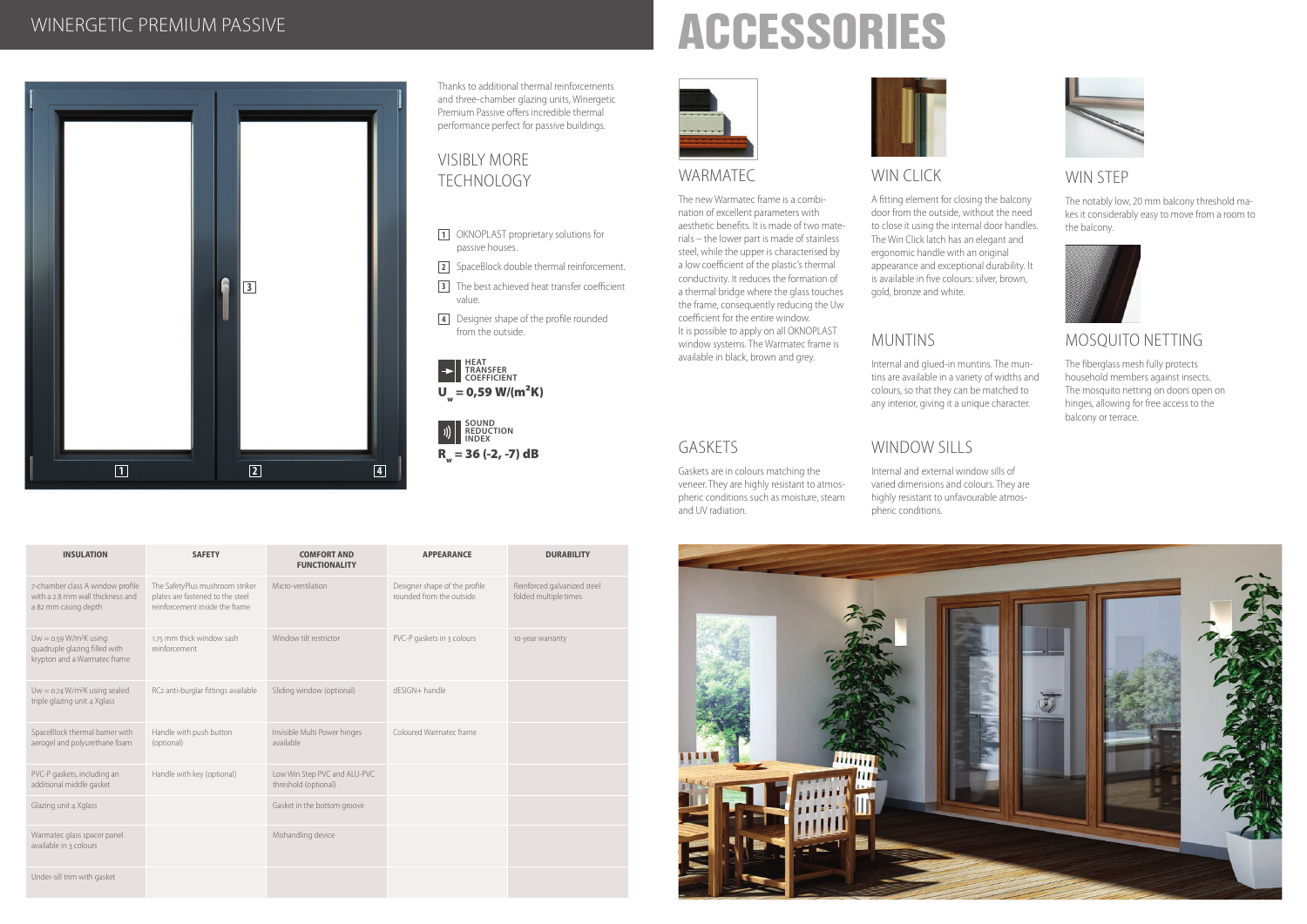# WINERGETIC PREMIUM PASSIVE

Thanks to additional thermal reinforcements and three-chamber glazing units, Winergetic Premium Passive offers incredible thermal performance perfect for passive buildings.

## VISIBLY MORE TECHNOLOGY

1. OKNOPLAST proprietary solutions for passive houses.
2. SpaceBlock double thermal reinforcement.
3. The best achieved heat transfer coefficient value.
4. Designer shape of the profile rounded from the outside.

**HEAT TRANSFER COEFFICIENT**

**$U_w$ = 0,59 W/(m²K)**

**SOUND REDUCTION INDEX**

**$R_w$ = 36 (-2, -7) dB**

| INSULATION | SAFETY | COMFORT AND FUNCTIONALITY | APPEARANCE | DURABILITY |
|---|---|---|---|---|
| 7-chamber class A window profile with a 2.8 mm wall thickness and a 82 mm casing depth | The SafetyPlus mushroom striker plates are fastened to the steel reinforcement inside the frame | Micro-ventilation | Designer shape of the profile rounded from the outside. | Reinforced galvanized steel folded multiple times |
| Uw = 0.59 W/m²K using quadruple glazing filled with krypton and a Warmatec frame | 1.75 mm thick window sash reinforcement | Window tilt restrictor | PVC-P gaskets in 3 colours | 10-year warranty |
| Uw = 0.74 W/m²K using sealed triple glazing unit 4 Xglass | RC2 anti-burglar fittings available | Sliding window (optional) | dESIGN+ handle | |
| SpaceBlock thermal barrier with aerogel and polyurethane foam | Handle with push button (optional) | Invisible Multi Power hinges available | Coloured Warmatec frame | |
| PVC-P gaskets, including an additional middle gasket | Handle with key (optional) | Low Win Step PVC and ALU-PVC threshold (optional) | | |
| Glazing unit 4 Xglass | | Gasket in the bottom groove | | |
| Warmatec glass spacer panel available in 3 colours | | Mishandling device | | |
| Under-sill trim with gasket | | | | |

# ACCESSORIES

## WARMATEC

The new Warmatec frame is a combination of excellent parameters with aesthetic benefits. It is made of two materials – the lower part is made of stainless steel, while the upper is characterised by a low coefficient of the plastic's thermal conductivity. It reduces the formation of a thermal bridge where the glass touches the frame, consequently reducing the Uw coefficient for the entire window.
It is possible to apply on all OKNOPLAST window systems. The Warmatec frame is available in black, brown and grey.

## WIN CLICK

A fitting element for closing the balcony door from the outside, without the need to close it using the internal door handles. The Win Click latch has an elegant and ergonomic handle with an original appearance and exceptional durability. It is available in five colours: silver, brown, gold, bronze and white.

## WIN STEP

The notably low, 20 mm balcony threshold makes it considerably easy to move from a room to the balcony.

## MOSQUITO NETTING

The fiberglass mesh fully protects household members against insects. The mosquito netting on doors open on hinges, allowing for free access to the balcony or terrace.

## MUNTINS

Internal and glued-in muntins. The muntins are available in a variety of widths and colours, so that they can be matched to any interior, giving it a unique character.

## GASKETS

Gaskets are in colours matching the veneer. They are highly resistant to atmospheric conditions such as moisture, steam and UV radiation.

## WINDOW SILLS

Internal and external window sills of varied dimensions and colours. They are highly resistant to unfavourable atmospheric conditions.